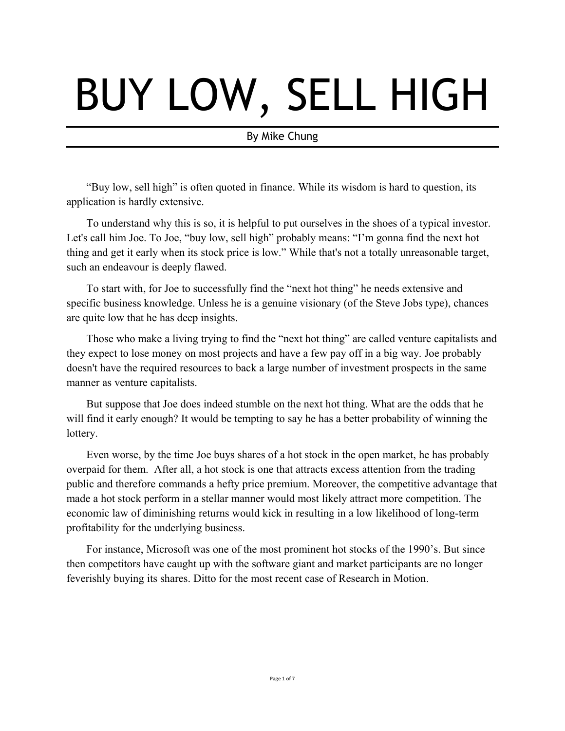# BUY LOW, SELL HIGH

By Mike Chung

"Buy low, sell high" is often quoted in finance. While its wisdom is hard to question, its application is hardly extensive.

To understand why this is so, it is helpful to put ourselves in the shoes of a typical investor. Let's call him Joe. To Joe, "buy low, sell high" probably means: "I'm gonna find the next hot thing and get it early when its stock price is low." While that's not a totally unreasonable target, such an endeavour is deeply flawed.

To start with, for Joe to successfully find the "next hot thing" he needs extensive and specific business knowledge. Unless he is a genuine visionary (of the Steve Jobs type), chances are quite low that he has deep insights.

Those who make a living trying to find the "next hot thing" are called venture capitalists and they expect to lose money on most projects and have a few pay off in a big way. Joe probably doesn't have the required resources to back a large number of investment prospects in the same manner as venture capitalists.

But suppose that Joe does indeed stumble on the next hot thing. What are the odds that he will find it early enough? It would be tempting to say he has a better probability of winning the lottery.

Even worse, by the time Joe buys shares of a hot stock in the open market, he has probably overpaid for them. After all, a hot stock is one that attracts excess attention from the trading public and therefore commands a hefty price premium. Moreover, the competitive advantage that made a hot stock perform in a stellar manner would most likely attract more competition. The economic law of diminishing returns would kick in resulting in a low likelihood of long-term profitability for the underlying business.

For instance, Microsoft was one of the most prominent hot stocks of the 1990's. But since then competitors have caught up with the software giant and market participants are no longer feverishly buying its shares. Ditto for the most recent case of Research in Motion.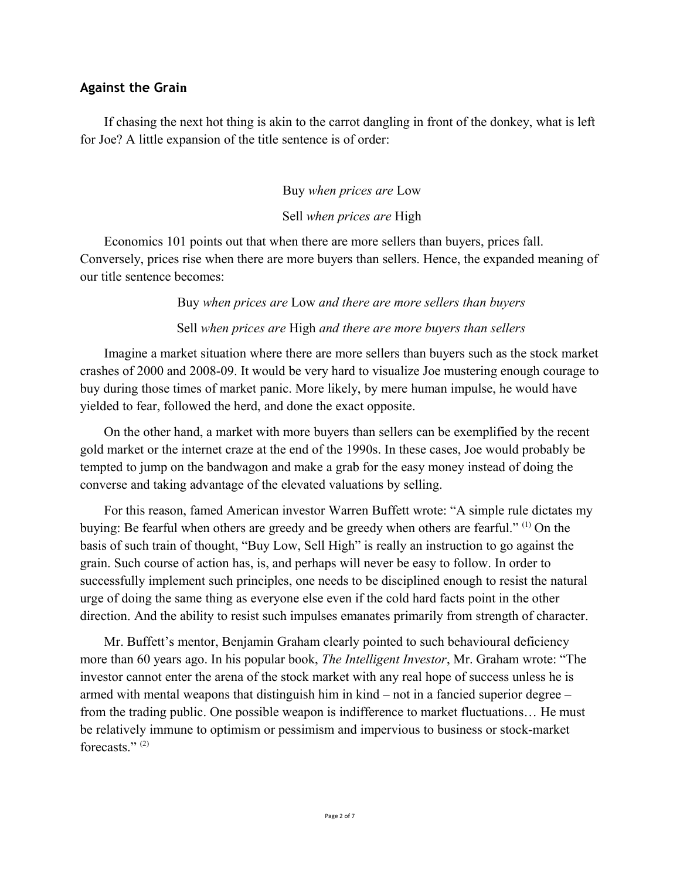## Against the Grain

If chasing the next hot thing is akin to the carrot dangling in front of the donkey, what is left for Joe? A little expansion of the title sentence is of order:

Buy *when prices are* Low

Sell *when prices are* High

Economics 101 points out that when there are more sellers than buyers, prices fall. Conversely, prices rise when there are more buyers than sellers. Hence, the expanded meaning of our title sentence becomes:

Buy *when prices are* Low *and there are more sellers than buyers*

Sell *when prices are* High *and there are more buyers than sellers*

Imagine a market situation where there are more sellers than buyers such as the stock market crashes of 2000 and 2008-09. It would be very hard to visualize Joe mustering enough courage to buy during those times of market panic. More likely, by mere human impulse, he would have yielded to fear, followed the herd, and done the exact opposite.

On the other hand, a market with more buyers than sellers can be exemplified by the recent gold market or the internet craze at the end of the 1990s. In these cases, Joe would probably be tempted to jump on the bandwagon and make a grab for the easy money instead of doing the converse and taking advantage of the elevated valuations by selling.

For this reason, famed American investor Warren Buffett wrote: "A simple rule dictates my buying: Be fearful when others are greedy and be greedy when others are fearful." (1) On the basis of such train of thought, "Buy Low, Sell High" is really an instruction to go against the grain. Such course of action has, is, and perhaps will never be easy to follow. In order to successfully implement such principles, one needs to be disciplined enough to resist the natural urge of doing the same thing as everyone else even if the cold hard facts point in the other direction. And the ability to resist such impulses emanates primarily from strength of character.

Mr. Buffett's mentor, Benjamin Graham clearly pointed to such behavioural deficiency more than 60 years ago. In his popular book, *The Intelligent Investor*, Mr. Graham wrote: "The investor cannot enter the arena of the stock market with any real hope of success unless he is armed with mental weapons that distinguish him in kind – not in a fancied superior degree – from the trading public. One possible weapon is indifference to market fluctuations… He must be relatively immune to optimism or pessimism and impervious to business or stock-market forecasts." (2)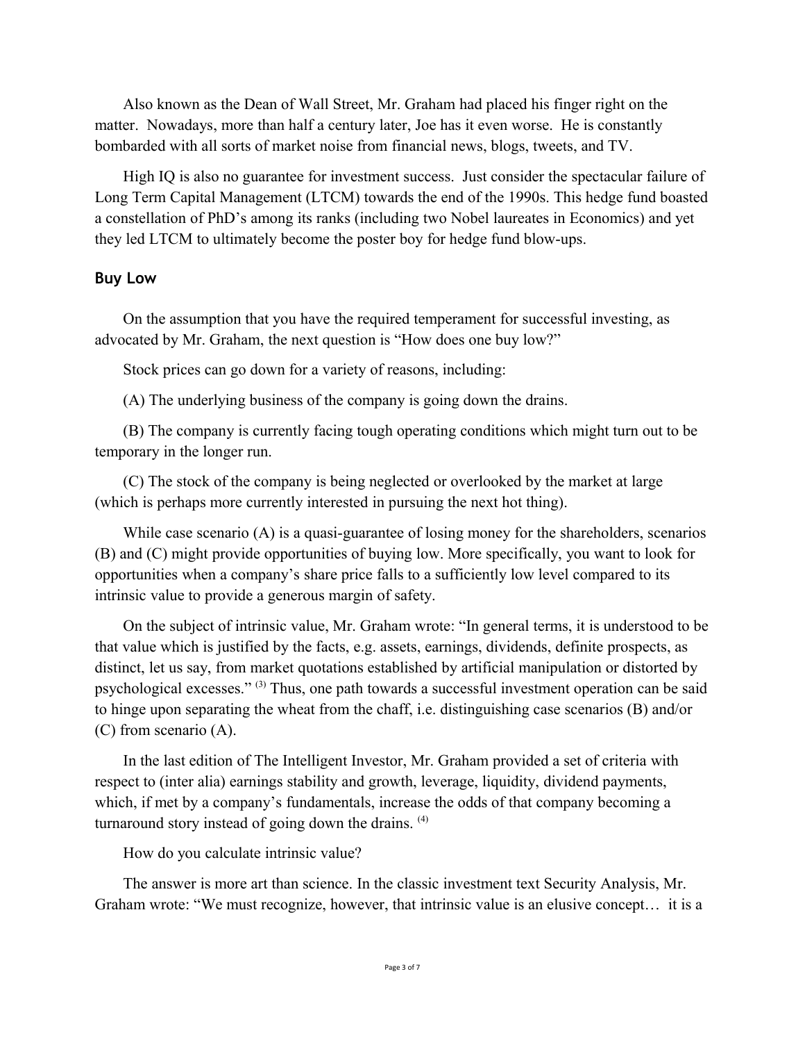Also known as the Dean of Wall Street, Mr. Graham had placed his finger right on the matter. Nowadays, more than half a century later, Joe has it even worse. He is constantly bombarded with all sorts of market noise from financial news, blogs, tweets, and TV.

High IQ is also no guarantee for investment success. Just consider the spectacular failure of Long Term Capital Management (LTCM) towards the end of the 1990s. This hedge fund boasted a constellation of PhD's among its ranks (including two Nobel laureates in Economics) and yet they led LTCM to ultimately become the poster boy for hedge fund blow-ups.

## Buy Low

On the assumption that you have the required temperament for successful investing, as advocated by Mr. Graham, the next question is "How does one buy low?"

Stock prices can go down for a variety of reasons, including:

(A) The underlying business of the company is going down the drains.

(B) The company is currently facing tough operating conditions which might turn out to be temporary in the longer run.

(C) The stock of the company is being neglected or overlooked by the market at large (which is perhaps more currently interested in pursuing the next hot thing).

While case scenario (A) is a quasi-guarantee of losing money for the shareholders, scenarios (B) and (C) might provide opportunities of buying low. More specifically, you want to look for opportunities when a company's share price falls to a sufficiently low level compared to its intrinsic value to provide a generous margin of safety.

On the subject of intrinsic value, Mr. Graham wrote: "In general terms, it is understood to be that value which is justified by the facts, e.g. assets, earnings, dividends, definite prospects, as distinct, let us say, from market quotations established by artificial manipulation or distorted by psychological excesses." [3] Thus, one path towards a successful investment operation can be said to hinge upon separating the wheat from the chaff, i.e. distinguishing case scenarios (B) and/or (C) from scenario (A).

In the last edition of The Intelligent Investor, Mr. Graham provided a set of criteria with respect to (inter alia) earnings stability and growth, leverage, liquidity, dividend payments, which, if met by a company's fundamentals, increase the odds of that company becoming a turnaround story instead of going down the drains. [4]

How do you calculate intrinsic value?

The answer is more art than science. In the classic investment text Security Analysis, Mr. Graham wrote: "We must recognize, however, that intrinsic value is an elusive concept… it is a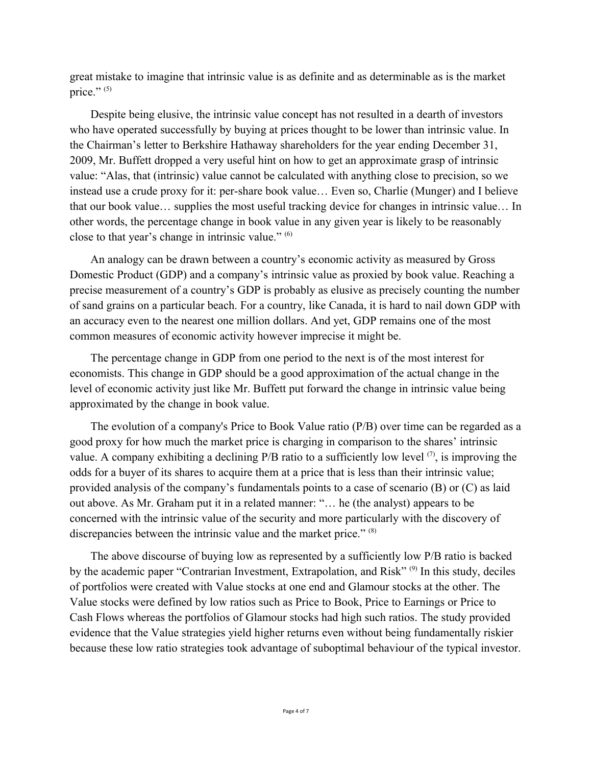great mistake to imagine that intrinsic value is as definite and as determinable as is the market price." [5]

Despite being elusive, the intrinsic value concept has not resulted in a dearth of investors who have operated successfully by buying at prices thought to be lower than intrinsic value. In the Chairman's letter to Berkshire Hathaway shareholders for the year ending December 31, 2009, Mr. Buffett dropped a very useful hint on how to get an approximate grasp of intrinsic value: "Alas, that (intrinsic) value cannot be calculated with anything close to precision, so we instead use a crude proxy for it: per-share book value… Even so, Charlie (Munger) and I believe that our book value… supplies the most useful tracking device for changes in intrinsic value… In other words, the percentage change in book value in any given year is likely to be reasonably close to that year's change in intrinsic value." [6]

An analogy can be drawn between a country's economic activity as measured by Gross Domestic Product (GDP) and a company's intrinsic value as proxied by book value. Reaching a precise measurement of a country's GDP is probably as elusive as precisely counting the number of sand grains on a particular beach. For a country, like Canada, it is hard to nail down GDP with an accuracy even to the nearest one million dollars. And yet, GDP remains one of the most common measures of economic activity however imprecise it might be.

The percentage change in GDP from one period to the next is of the most interest for economists. This change in GDP should be a good approximation of the actual change in the level of economic activity just like Mr. Buffett put forward the change in intrinsic value being approximated by the change in book value.

The evolution of a company's Price to Book Value ratio (P/B) over time can be regarded as a good proxy for how much the market price is charging in comparison to the shares' intrinsic value. A company exhibiting a declining P/B ratio to a sufficiently low level [7], is improving the odds for a buyer of its shares to acquire them at a price that is less than their intrinsic value; provided analysis of the company's fundamentals points to a case of scenario (B) or (C) as laid out above. As Mr. Graham put it in a related manner: "… he (the analyst) appears to be concerned with the intrinsic value of the security and more particularly with the discovery of discrepancies between the intrinsic value and the market price." [8]

The above discourse of buying low as represented by a sufficiently low P/B ratio is backed by the academic paper "Contrarian Investment, Extrapolation, and Risk" [9] In this study, deciles of portfolios were created with Value stocks at one end and Glamour stocks at the other. The Value stocks were defined by low ratios such as Price to Book, Price to Earnings or Price to Cash Flows whereas the portfolios of Glamour stocks had high such ratios. The study provided evidence that the Value strategies yield higher returns even without being fundamentally riskier because these low ratio strategies took advantage of suboptimal behaviour of the typical investor.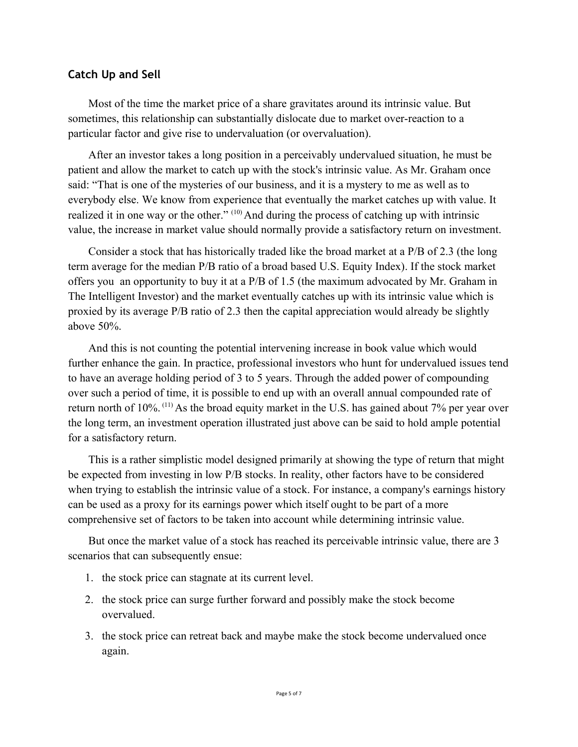### Catch Up and Sell

Most of the time the market price of a share gravitates around its intrinsic value. But sometimes, this relationship can substantially dislocate due to market over-reaction to a particular factor and give rise to undervaluation (or overvaluation).

After an investor takes a long position in a perceivably undervalued situation, he must be patient and allow the market to catch up with the stock's intrinsic value. As Mr. Graham once said: "That is one of the mysteries of our business, and it is a mystery to me as well as to everybody else. We know from experience that eventually the market catches up with value. It realized it in one way or the other." [10] And during the process of catching up with intrinsic value, the increase in market value should normally provide a satisfactory return on investment.

Consider a stock that has historically traded like the broad market at a P/B of 2.3 (the long term average for the median P/B ratio of a broad based U.S. Equity Index). If the stock market offers you an opportunity to buy it at a P/B of 1.5 (the maximum advocated by Mr. Graham in The Intelligent Investor) and the market eventually catches up with its intrinsic value which is proxied by its average P/B ratio of 2.3 then the capital appreciation would already be slightly above 50%.

And this is not counting the potential intervening increase in book value which would further enhance the gain. In practice, professional investors who hunt for undervalued issues tend to have an average holding period of 3 to 5 years. Through the added power of compounding over such a period of time, it is possible to end up with an overall annual compounded rate of return north of 10%. [11] As the broad equity market in the U.S. has gained about 7% per year over the long term, an investment operation illustrated just above can be said to hold ample potential for a satisfactory return.

This is a rather simplistic model designed primarily at showing the type of return that might be expected from investing in low P/B stocks. In reality, other factors have to be considered when trying to establish the intrinsic value of a stock. For instance, a company's earnings history can be used as a proxy for its earnings power which itself ought to be part of a more comprehensive set of factors to be taken into account while determining intrinsic value.

But once the market value of a stock has reached its perceivable intrinsic value, there are 3 scenarios that can subsequently ensue:

1. the stock price can stagnate at its current level.
2. the stock price can surge further forward and possibly make the stock become overvalued.
3. the stock price can retreat back and maybe make the stock become undervalued once again.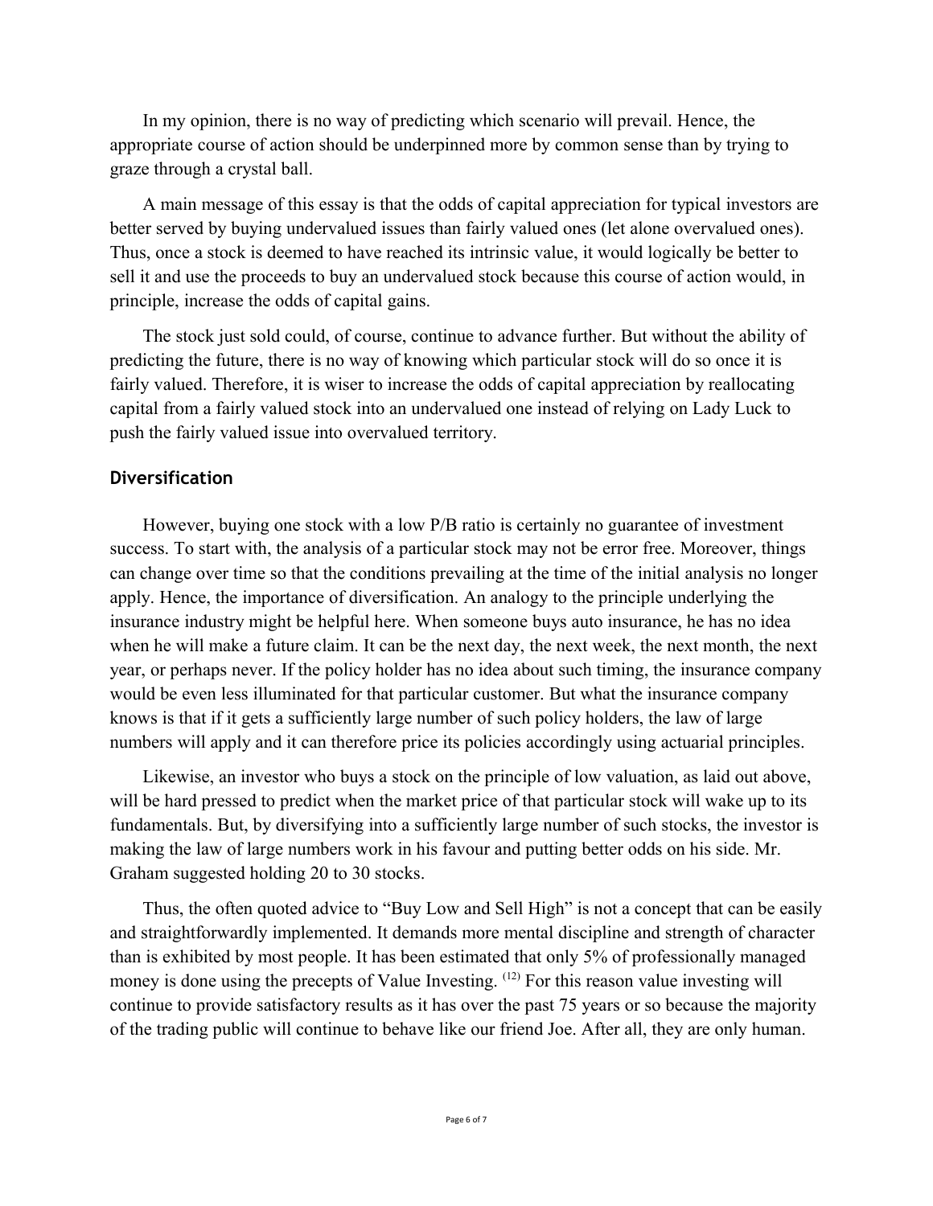In my opinion, there is no way of predicting which scenario will prevail. Hence, the appropriate course of action should be underpinned more by common sense than by trying to graze through a crystal ball.

A main message of this essay is that the odds of capital appreciation for typical investors are better served by buying undervalued issues than fairly valued ones (let alone overvalued ones). Thus, once a stock is deemed to have reached its intrinsic value, it would logically be better to sell it and use the proceeds to buy an undervalued stock because this course of action would, in principle, increase the odds of capital gains.

The stock just sold could, of course, continue to advance further. But without the ability of predicting the future, there is no way of knowing which particular stock will do so once it is fairly valued. Therefore, it is wiser to increase the odds of capital appreciation by reallocating capital from a fairly valued stock into an undervalued one instead of relying on Lady Luck to push the fairly valued issue into overvalued territory.

## Diversification

However, buying one stock with a low P/B ratio is certainly no guarantee of investment success. To start with, the analysis of a particular stock may not be error free. Moreover, things can change over time so that the conditions prevailing at the time of the initial analysis no longer apply. Hence, the importance of diversification. An analogy to the principle underlying the insurance industry might be helpful here. When someone buys auto insurance, he has no idea when he will make a future claim. It can be the next day, the next week, the next month, the next year, or perhaps never. If the policy holder has no idea about such timing, the insurance company would be even less illuminated for that particular customer. But what the insurance company knows is that if it gets a sufficiently large number of such policy holders, the law of large numbers will apply and it can therefore price its policies accordingly using actuarial principles.

Likewise, an investor who buys a stock on the principle of low valuation, as laid out above, will be hard pressed to predict when the market price of that particular stock will wake up to its fundamentals. But, by diversifying into a sufficiently large number of such stocks, the investor is making the law of large numbers work in his favour and putting better odds on his side. Mr. Graham suggested holding 20 to 30 stocks.

Thus, the often quoted advice to "Buy Low and Sell High" is not a concept that can be easily and straightforwardly implemented. It demands more mental discipline and strength of character than is exhibited by most people. It has been estimated that only 5% of professionally managed money is done using the precepts of Value Investing. [12] For this reason value investing will continue to provide satisfactory results as it has over the past 75 years or so because the majority of the trading public will continue to behave like our friend Joe. After all, they are only human.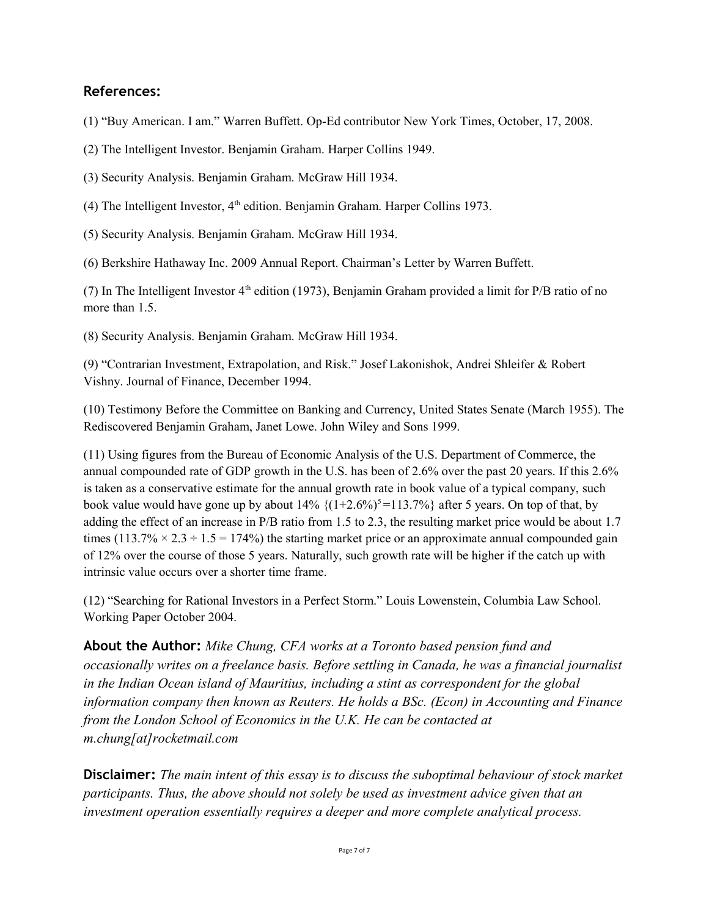## References:

(1) "Buy American. I am." Warren Buffett. Op-Ed contributor New York Times, October, 17, 2008.

(2) The Intelligent Investor. Benjamin Graham. Harper Collins 1949.

(3) Security Analysis. Benjamin Graham. McGraw Hill 1934.

(4) The Intelligent Investor, 4th edition. Benjamin Graham. Harper Collins 1973.

(5) Security Analysis. Benjamin Graham. McGraw Hill 1934.

(6) Berkshire Hathaway Inc. 2009 Annual Report. Chairman's Letter by Warren Buffett.

(7) In The Intelligent Investor 4th edition (1973), Benjamin Graham provided a limit for P/B ratio of no more than 1.5.

(8) Security Analysis. Benjamin Graham. McGraw Hill 1934.

(9) "Contrarian Investment, Extrapolation, and Risk." Josef Lakonishok, Andrei Shleifer & Robert Vishny. Journal of Finance, December 1994.

(10) Testimony Before the Committee on Banking and Currency, United States Senate (March 1955). The Rediscovered Benjamin Graham, Janet Lowe. John Wiley and Sons 1999.

(11) Using figures from the Bureau of Economic Analysis of the U.S. Department of Commerce, the annual compounded rate of GDP growth in the U.S. has been of 2.6% over the past 20 years. If this 2.6% is taken as a conservative estimate for the annual growth rate in book value of a typical company, such book value would have gone up by about 14% $\{(1+2.6\%)^5 = 113.7\%\}$ after 5 years. On top of that, by adding the effect of an increase in P/B ratio from 1.5 to 2.3, the resulting market price would be about 1.7 times ($113.7\% \times 2.3 \div 1.5 = 174\%$) the starting market price or an approximate annual compounded gain of 12% over the course of those 5 years. Naturally, such growth rate will be higher if the catch up with intrinsic value occurs over a shorter time frame.

(12) "Searching for Rational Investors in a Perfect Storm." Louis Lowenstein, Columbia Law School. Working Paper October 2004.

**About the Author:** *Mike Chung, CFA works at a Toronto based pension fund and occasionally writes on a freelance basis. Before settling in Canada, he was a financial journalist in the Indian Ocean island of Mauritius, including a stint as correspondent for the global information company then known as Reuters. He holds a BSc. (Econ) in Accounting and Finance from the London School of Economics in the U.K. He can be contacted at m.chung[at]rocketmail.com*

**Disclaimer:** *The main intent of this essay is to discuss the suboptimal behaviour of stock market participants. Thus, the above should not solely be used as investment advice given that an investment operation essentially requires a deeper and more complete analytical process.*